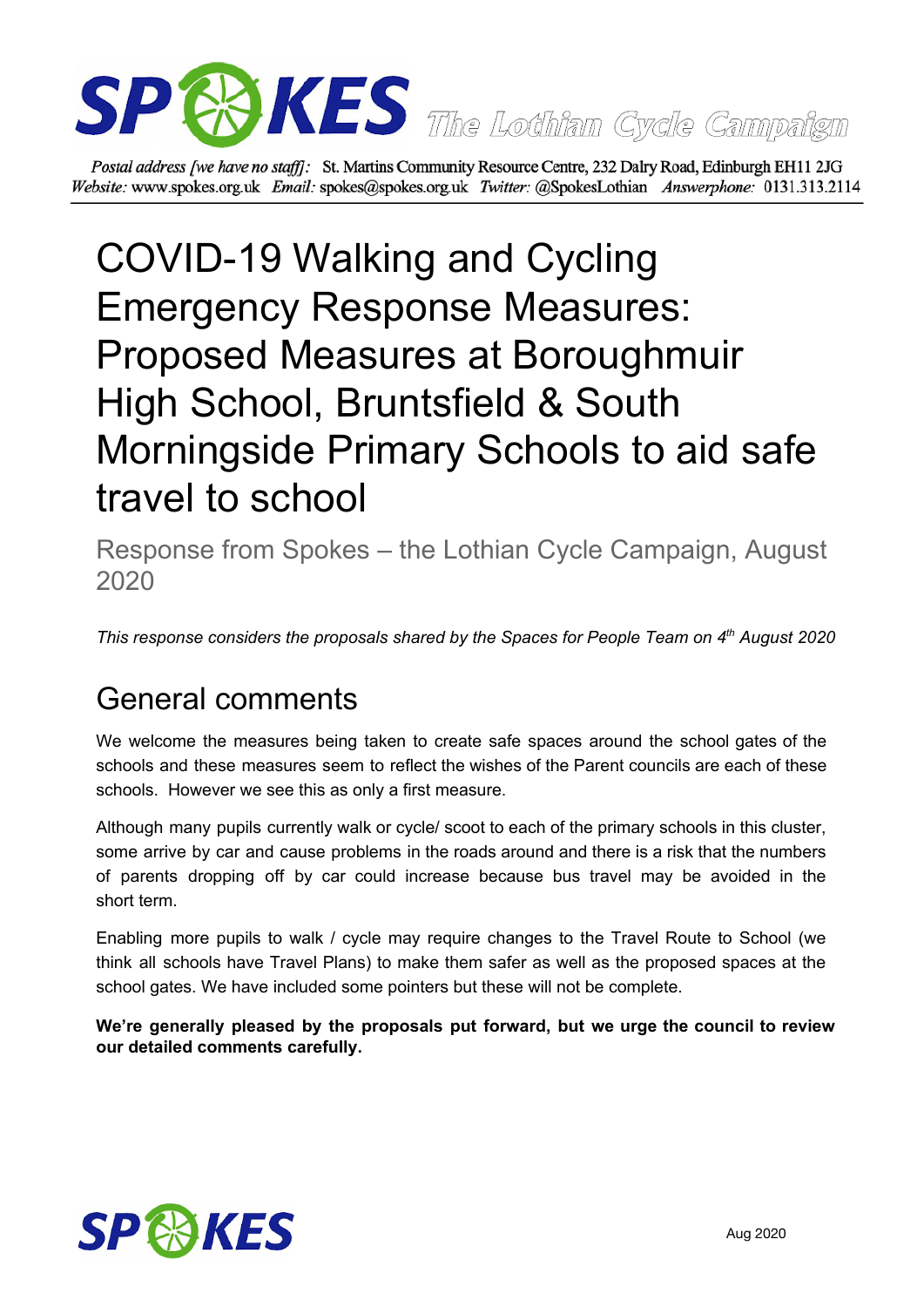SPOKES The Lothian Cycle Campaign

*Postal address [we have no staff]:* St. Martins Community Resource Centre, 232 Dalry Road, Edinburgh EH11 2JG
*Website:* www.spokes.org.uk *Email:* spokes@spokes.org.uk *Twitter:* @SpokesLothian *Answerphone:* 0131.313.2114

# COVID-19 Walking and Cycling Emergency Response Measures: Proposed Measures at Boroughmuir High School, Bruntsfield & South Morningside Primary Schools to aid safe travel to school

Response from Spokes – the Lothian Cycle Campaign, August 2020

*This response considers the proposals shared by the Spaces for People Team on 4th August 2020*

## General comments

We welcome the measures being taken to create safe spaces around the school gates of the schools and these measures seem to reflect the wishes of the Parent councils are each of these schools. However we see this as only a first measure.

Although many pupils currently walk or cycle/ scoot to each of the primary schools in this cluster, some arrive by car and cause problems in the roads around and there is a risk that the numbers of parents dropping off by car could increase because bus travel may be avoided in the short term.

Enabling more pupils to walk / cycle may require changes to the Travel Route to School (we think all schools have Travel Plans) to make them safer as well as the proposed spaces at the school gates. We have included some pointers but these will not be complete.

**We're generally pleased by the proposals put forward, but we urge the council to review our detailed comments carefully.**

SPOKES

Aug 2020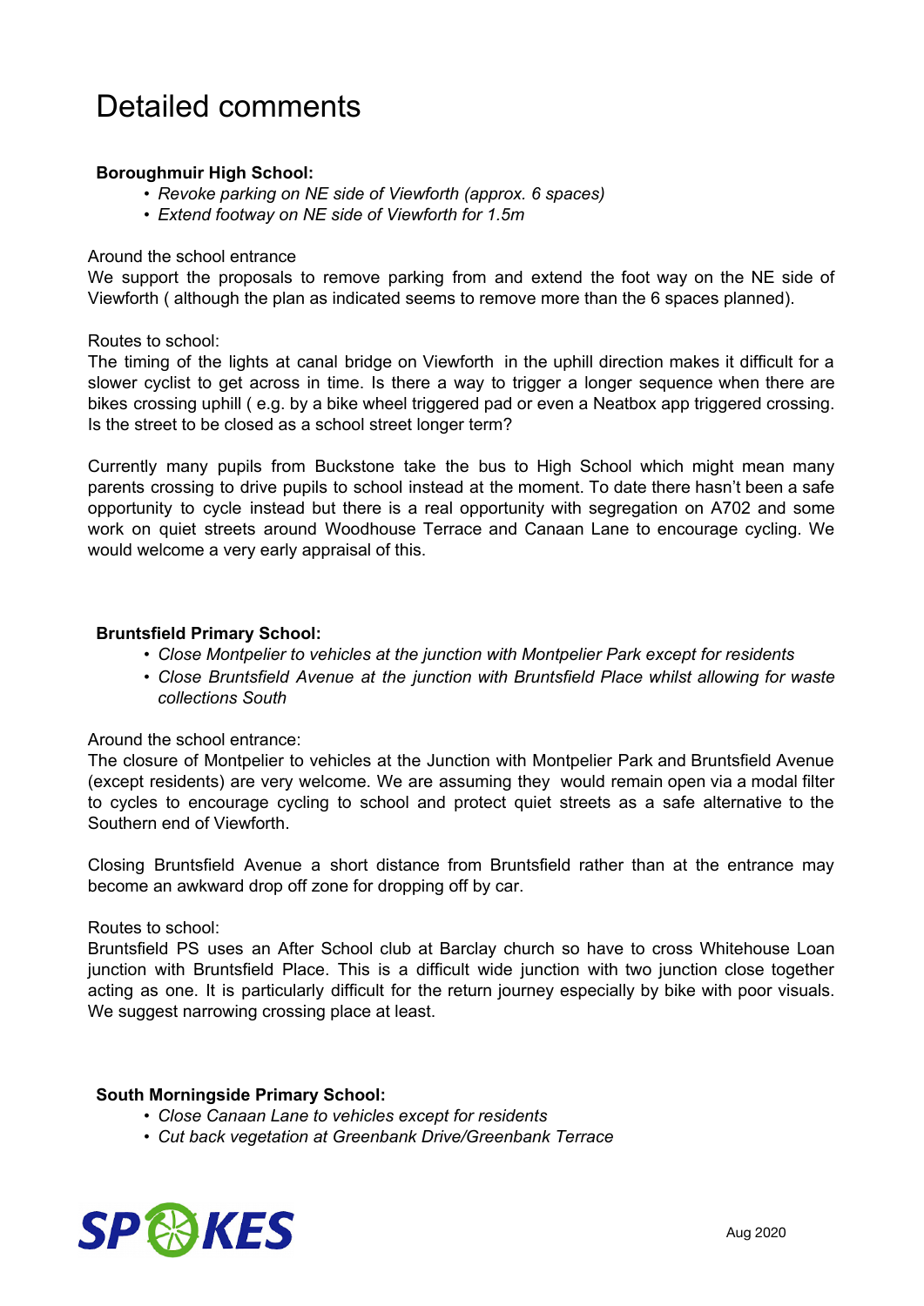# Detailed comments

**Boroughmuir High School:**

- *Revoke parking on NE side of Viewforth (approx. 6 spaces)*
- *Extend footway on NE side of Viewforth for 1.5m*

Around the school entrance
We support the proposals to remove parking from and extend the foot way on the NE side of Viewforth ( although the plan as indicated seems to remove more than the 6 spaces planned).

Routes to school:
The timing of the lights at canal bridge on Viewforth in the uphill direction makes it difficult for a slower cyclist to get across in time. Is there a way to trigger a longer sequence when there are bikes crossing uphill ( e.g. by a bike wheel triggered pad or even a Neatbox app triggered crossing. Is the street to be closed as a school street longer term?

Currently many pupils from Buckstone take the bus to High School which might mean many parents crossing to drive pupils to school instead at the moment. To date there hasn't been a safe opportunity to cycle instead but there is a real opportunity with segregation on A702 and some work on quiet streets around Woodhouse Terrace and Canaan Lane to encourage cycling. We would welcome a very early appraisal of this.

**Bruntsfield Primary School:**

- *Close Montpelier to vehicles at the junction with Montpelier Park except for residents*
- *Close Bruntsfield Avenue at the junction with Bruntsfield Place whilst allowing for waste collections South*

Around the school entrance:
The closure of Montpelier to vehicles at the Junction with Montpelier Park and Bruntsfield Avenue (except residents) are very welcome. We are assuming they would remain open via a modal filter to cycles to encourage cycling to school and protect quiet streets as a safe alternative to the Southern end of Viewforth.

Closing Bruntsfield Avenue a short distance from Bruntsfield rather than at the entrance may become an awkward drop off zone for dropping off by car.

Routes to school:
Bruntsfield PS uses an After School club at Barclay church so have to cross Whitehouse Loan junction with Bruntsfield Place. This is a difficult wide junction with two junction close together acting as one. It is particularly difficult for the return journey especially by bike with poor visuals. We suggest narrowing crossing place at least.

**South Morningside Primary School:**

- *Close Canaan Lane to vehicles except for residents*
- *Cut back vegetation at Greenbank Drive/Greenbank Terrace*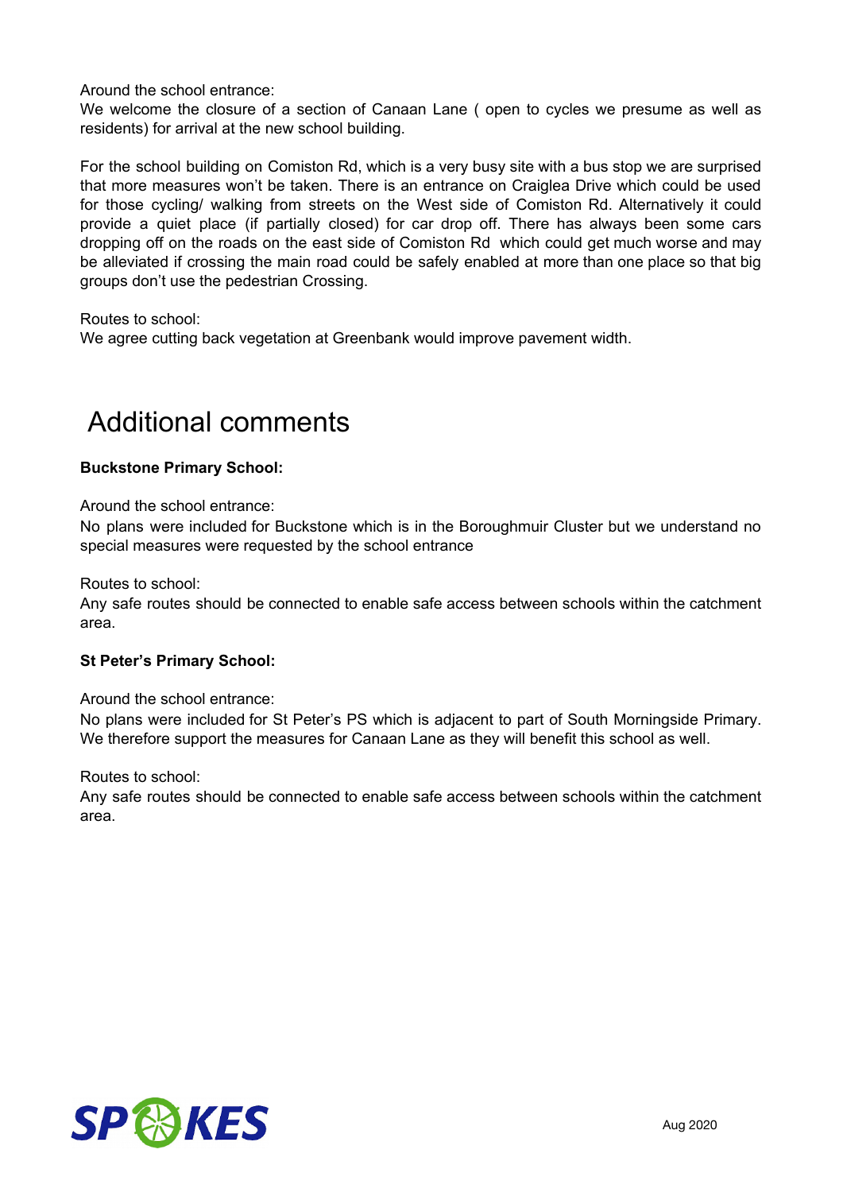Around the school entrance:
We welcome the closure of a section of Canaan Lane ( open to cycles we presume as well as residents) for arrival at the new school building.

For the school building on Comiston Rd, which is a very busy site with a bus stop we are surprised that more measures won't be taken. There is an entrance on Craiglea Drive which could be used for those cycling/ walking from streets on the West side of Comiston Rd. Alternatively it could provide a quiet place (if partially closed) for car drop off. There has always been some cars dropping off on the roads on the east side of Comiston Rd which could get much worse and may be alleviated if crossing the main road could be safely enabled at more than one place so that big groups don't use the pedestrian Crossing.

Routes to school:
We agree cutting back vegetation at Greenbank would improve pavement width.

# Additional comments

**Buckstone Primary School:**

Around the school entrance:
No plans were included for Buckstone which is in the Boroughmuir Cluster but we understand no special measures were requested by the school entrance

Routes to school:
Any safe routes should be connected to enable safe access between schools within the catchment area.

**St Peter's Primary School:**

Around the school entrance:
No plans were included for St Peter's PS which is adjacent to part of South Morningside Primary. We therefore support the measures for Canaan Lane as they will benefit this school as well.

Routes to school:
Any safe routes should be connected to enable safe access between schools within the catchment area.

SPOKES

Aug 2020